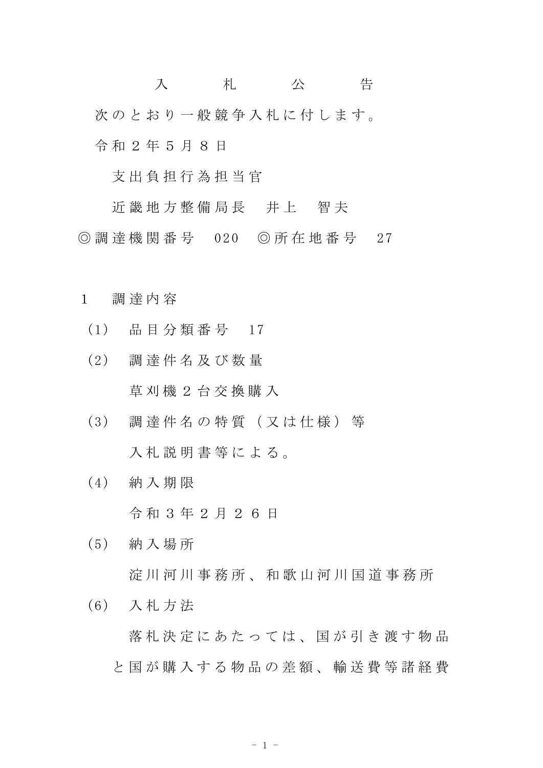# 入　札　公　告

次のとおり一般競争入札に付します。

令和２年５月８日

支出負担行為担当官

近畿地方整備局長　井上　智夫

◎調達機関番号　020　◎所在地番号　27

## １　調達内容

（1）　品目分類番号　17

（2）　調達件名及び数量

草刈機２台交換購入

（3）　調達件名の特質（又は仕様）等

入札説明書等による。

（4）　納入期限

令和３年２月２６日

（5）　納入場所

淀川河川事務所、和歌山河川国道事務所

（6）　入札方法

落札決定にあたっては、国が引き渡す物品と国が購入する物品の差額、輸送費等諸経費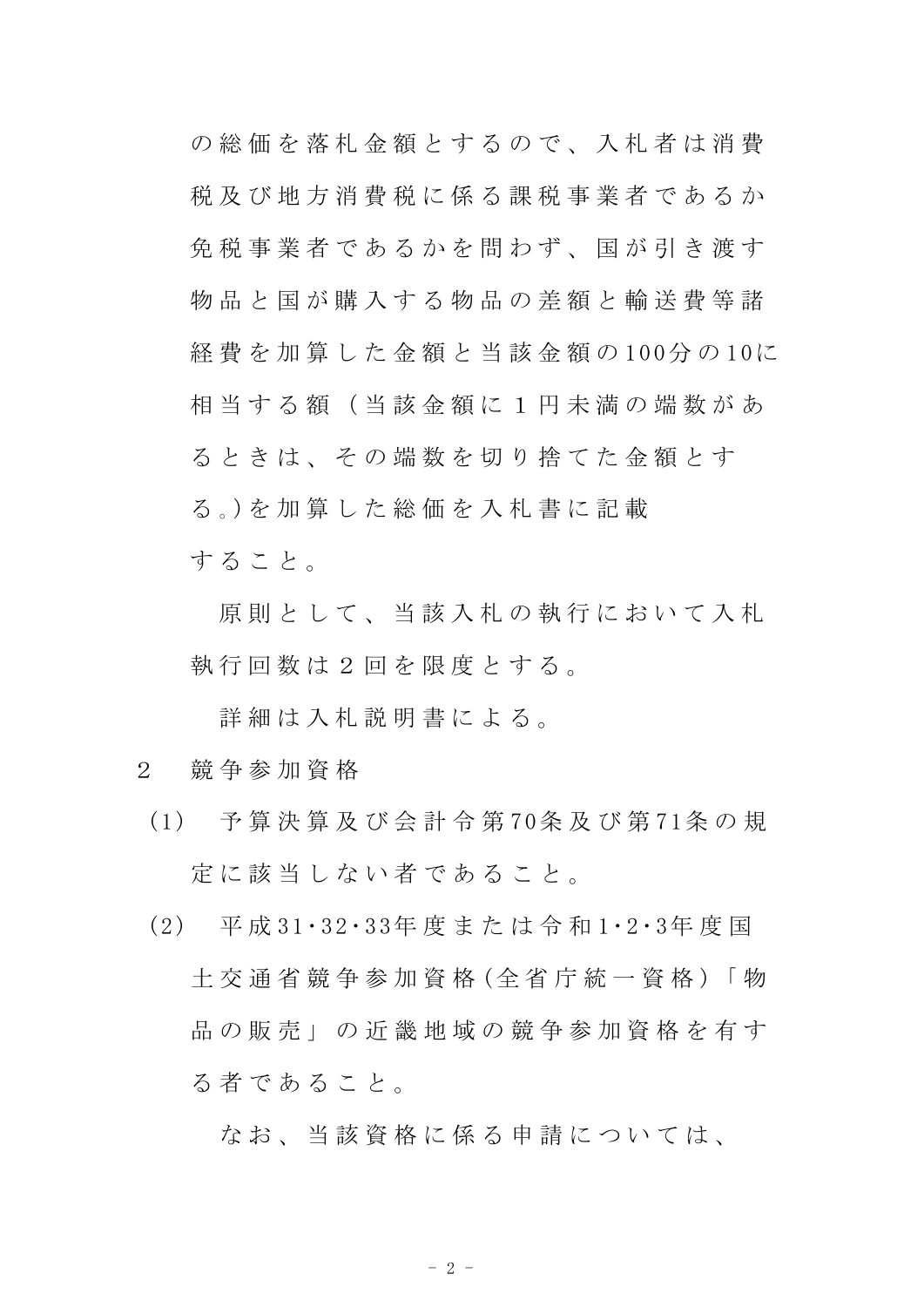の総価を落札金額とするので、入札者は消費税及び地方消費税に係る課税事業者であるか免税事業者であるかを問わず、国が引き渡す物品と国が購入する物品の差額と輸送費等諸経費を加算した金額と当該金額の100分の10に相当する額（当該金額に１円未満の端数があるときは、その端数を切り捨てた金額とする。)を加算した総価を入札書に記載すること。

原則として、当該入札の執行において入札執行回数は２回を限度とする。

詳細は入札説明書による。

２　競争参加資格

(1)　予算決算及び会計令第70条及び第71条の規定に該当しない者であること。

(2)　平成31･32･33年度または令和1･2･3年度国土交通省競争参加資格(全省庁統一資格)「物品の販売」の近畿地域の競争参加資格を有する者であること。

なお、当該資格に係る申請については、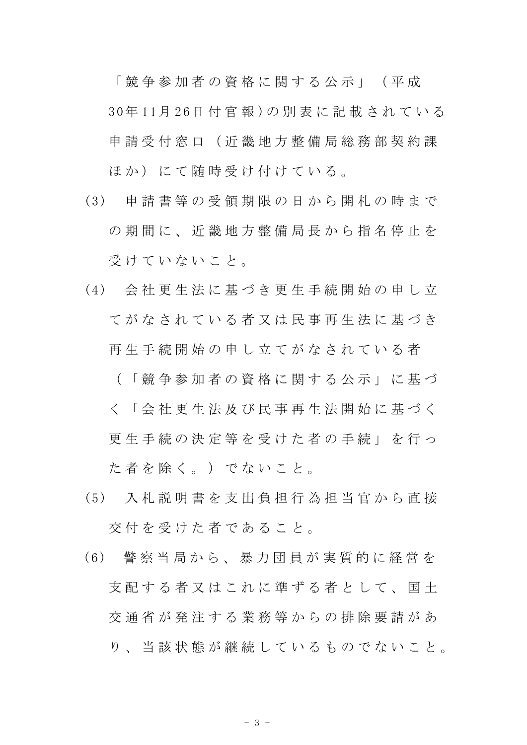「競争参加者の資格に関する公示」（平成30年11月26日付官報)の別表に記載されている申請受付窓口（近畿地方整備局総務部契約課ほか）にて随時受け付けている。

(3)　申請書等の受領期限の日から開札の時までの期間に、近畿地方整備局長から指名停止を受けていないこと。

(4)　会社更生法に基づき更生手続開始の申し立てがなされている者又は民事再生法に基づき再生手続開始の申し立てがなされている者（「競争参加者の資格に関する公示」に基づく「会社更生法及び民事再生法開始に基づく更生手続の決定等を受けた者の手続」を行った者を除く。）でないこと。

(5)　入札説明書を支出負担行為担当官から直接交付を受けた者であること。

(6)　警察当局から、暴力団員が実質的に経営を支配する者又はこれに準ずる者として、国土交通省が発注する業務等からの排除要請があり、当該状態が継続しているものでないこと。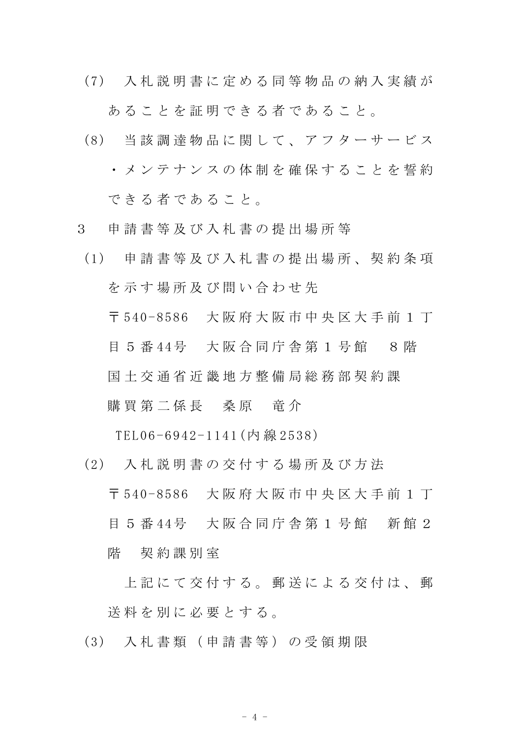(7)　入札説明書に定める同等物品の納入実績があることを証明できる者であること。

(8)　当該調達物品に関して、アフターサービス・メンテナンスの体制を確保することを誓約できる者であること。

3　申請書等及び入札書の提出場所等

(1)　申請書等及び入札書の提出場所、契約条項を示す場所及び問い合わせ先

〒540-8586　大阪府大阪市中央区大手前１丁目５番44号　大阪合同庁舎第１号館　８階

国土交通省近畿地方整備局総務部契約課

購買第二係長　桑原　竜介

TEL06-6942-1141(内線2538)

(2)　入札説明書の交付する場所及び方法

〒540-8586　大阪府大阪市中央区大手前１丁目５番44号　大阪合同庁舎第１号館　新館２階　契約課別室

上記にて交付する。郵送による交付は、郵送料を別に必要とする。

(3)　入札書類（申請書等）の受領期限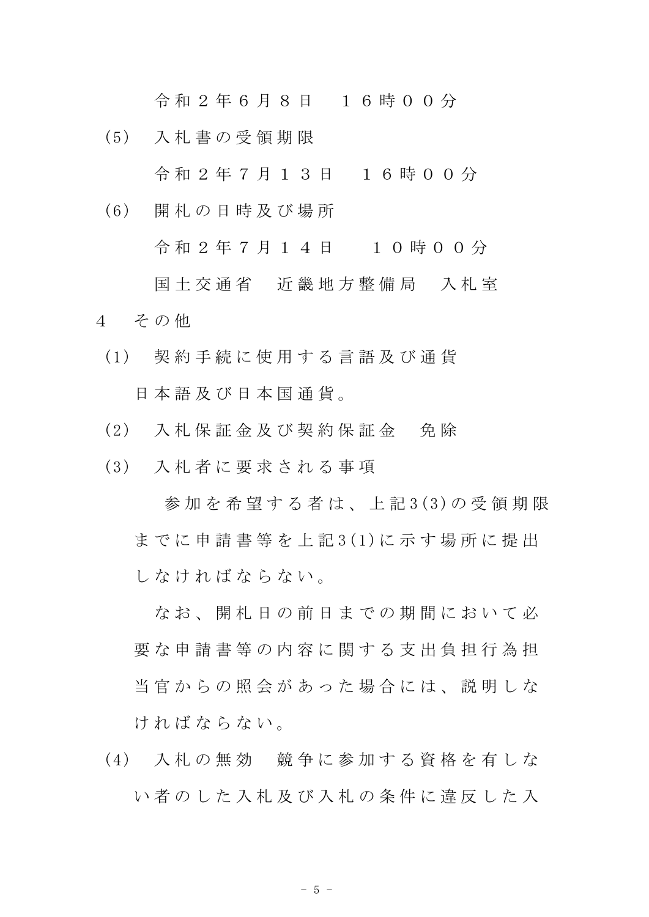令和２年６月８日　１６時００分

(5)　入札書の受領期限

令和２年７月１３日　１６時００分

(6)　開札の日時及び場所

令和２年７月１４日　　１０時００分

国土交通省　近畿地方整備局　入札室

4　その他

(1)　契約手続に使用する言語及び通貨

日本語及び日本国通貨。

(2)　入札保証金及び契約保証金　免除

(3)　入札者に要求される事項

参加を希望する者は、上記3(3)の受領期限までに申請書等を上記3(1)に示す場所に提出しなければならない。

なお、開札日の前日までの期間において必要な申請書等の内容に関する支出負担行為担当官からの照会があった場合には、説明しなければならない。

(4)　入札の無効　競争に参加する資格を有しない者のした入札及び入札の条件に違反した入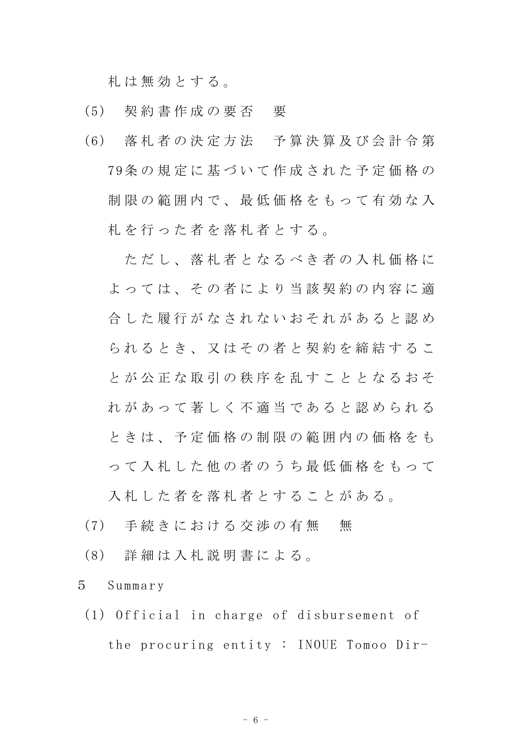札は無効とする。

(5) 契約書作成の要否　要

(6) 落札者の決定方法　予算決算及び会計令第79条の規定に基づいて作成された予定価格の制限の範囲内で、最低価格をもって有効な入札を行った者を落札者とする。

　ただし、落札者となるべき者の入札価格によっては、その者により当該契約の内容に適合した履行がなされないおそれがあると認められるとき、又はその者と契約を締結することが公正な取引の秩序を乱すこととなるおそれがあって著しく不適当であると認められるときは、予定価格の制限の範囲内の価格をもって入札した他の者のうち最低価格をもって入札した者を落札者とすることがある。

(7) 手続きにおける交渉の有無　無

(8) 詳細は入札説明書による。

5　Summary

(1) Official in charge of disbursement of the procuring entity : INOUE Tomoo Dir-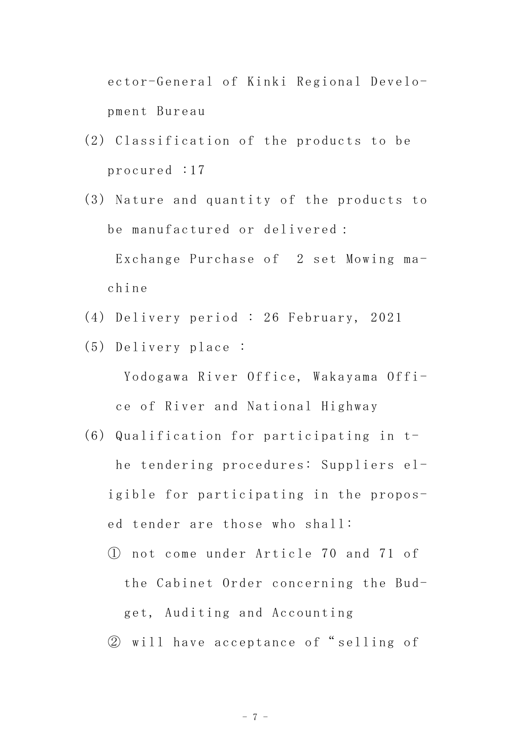ector-General of Kinki Regional Development Bureau

(2) Classification of the products to be procured :17

(3) Nature and quantity of the products to be manufactured or delivered :

Exchange Purchase of 2 set Mowing machine

(4) Delivery period : 26 February, 2021

(5) Delivery place :

Yodogawa River Office, Wakayama Office of River and National Highway

(6) Qualification for participating in the tendering procedures: Suppliers eligible for participating in the proposed tender are those who shall:

① not come under Article 70 and 71 of the Cabinet Order concerning the Budget, Auditing and Accounting

② will have acceptance of "selling of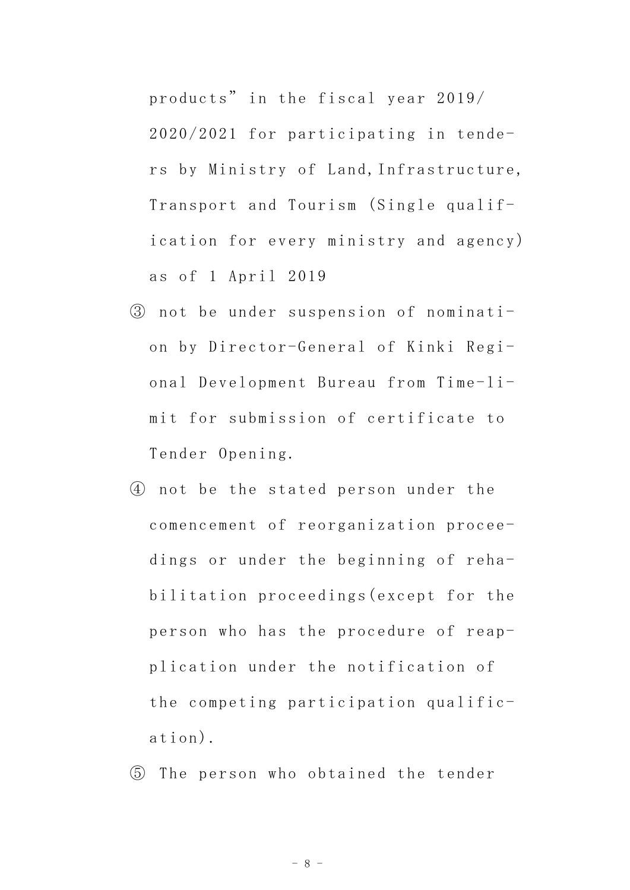products" in the fiscal year 2019/2020/2021 for participating in tenders by Ministry of Land,Infrastructure, Transport and Tourism (Single qualification for every ministry and agency) as of 1 April 2019

③ not be under suspension of nomination by Director-General of Kinki Regional Development Bureau from Time-limit for submission of certificate to Tender Opening.

④ not be the stated person under the comencement of reorganization proceedings or under the beginning of rehabilitation proceedings(except for the person who has the procedure of reapplication under the notification of the competing participation qualification).

⑤ The person who obtained the tender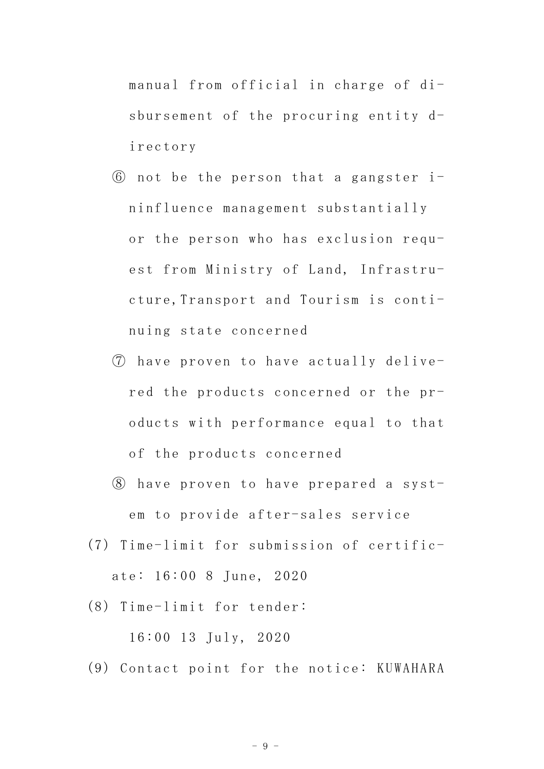manual from official in charge of disbursement of the procuring entity directory

⑥ not be the person that a gangster ininfluence management substantially or the person who has exclusion request from Ministry of Land, Infrastructure,Transport and Tourism is continuing state concerned

⑦ have proven to have actually delivered the products concerned or the products with performance equal to that of the products concerned

⑧ have proven to have prepared a system to provide after-sales service

(7) Time-limit for submission of certificate: 16:00 8 June, 2020

(8) Time-limit for tender:
16:00 13 July, 2020

(9) Contact point for the notice: KUWAHARA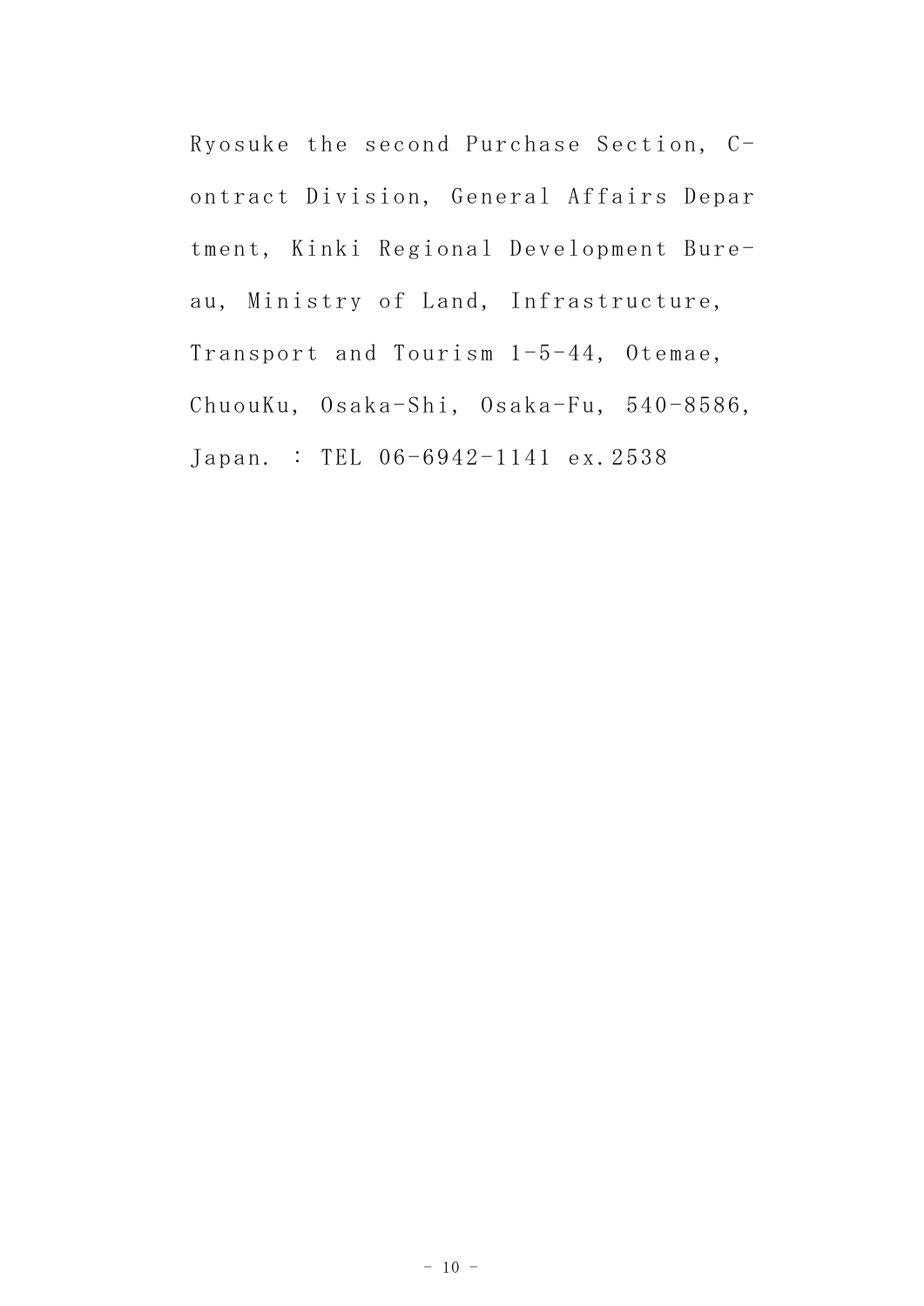Ryosuke the second Purchase Section, C-ontract Division, General Affairs Depar tment, Kinki Regional Development Bure-au, Ministry of Land, Infrastructure, Transport and Tourism 1-5-44, Otemae, ChuouKu, Osaka-Shi, Osaka-Fu, 540-8586, Japan. : TEL 06-6942-1141 ex.2538